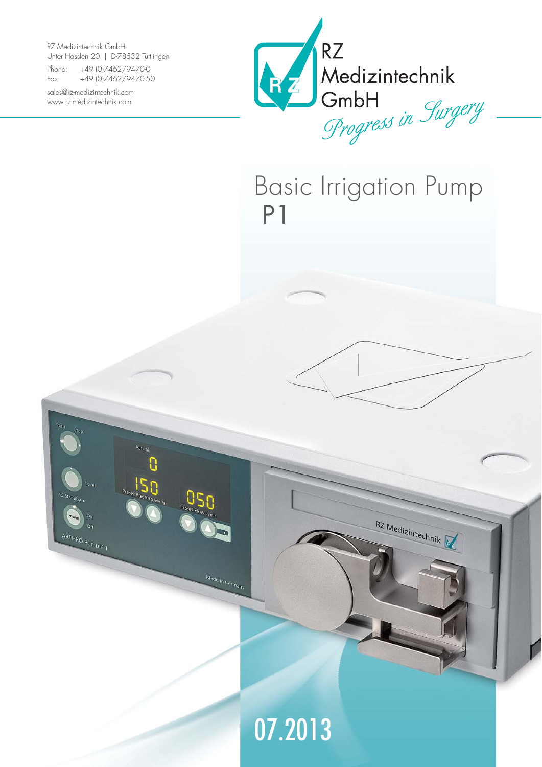RZ Medizintechnik GmbH
Unter Hasslen 20 | D-78532 Tuttlingen

Phone: +49 (0)7462/9470-0
Fax: +49 (0)7462/9470-50

sales@rz-medizintechnik.com
www.rz-medizintechnik.com

RZ Medizintechnik GmbH
*Progress in Surgery*

# Basic Irrigation Pump P1

07.2013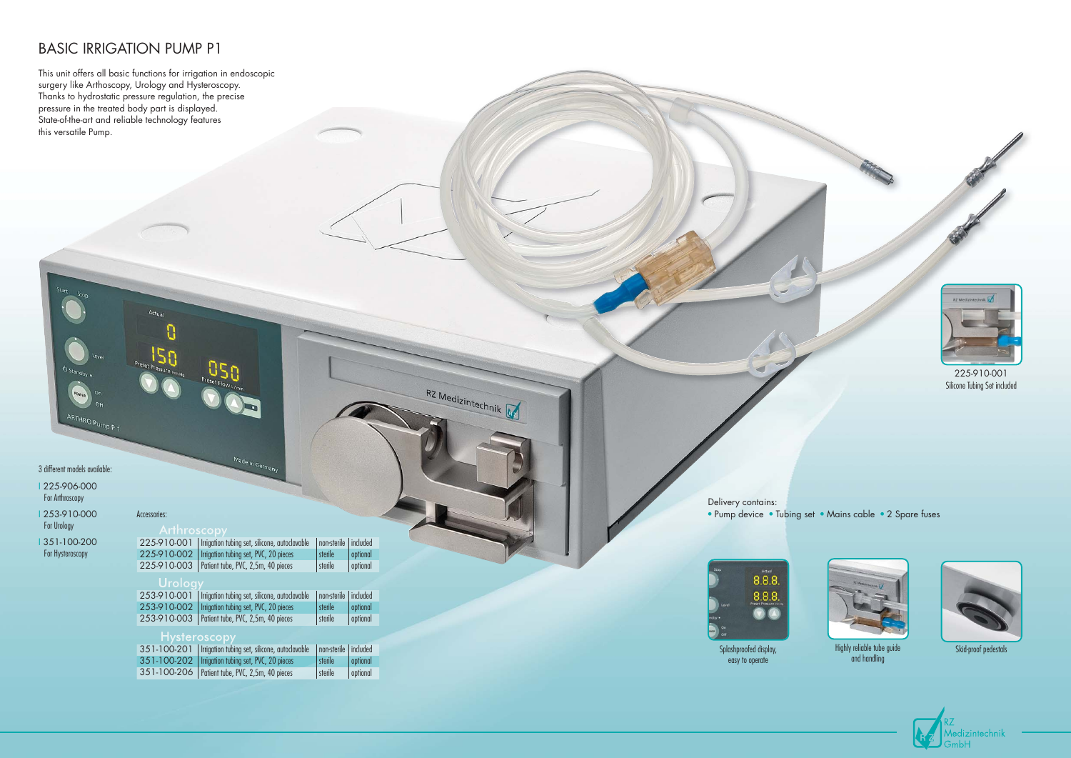# BASIC IRRIGATION PUMP P1

This unit offers all basic functions for irrigation in endoscopic surgery like Arthoscopy, Urology and Hysteroscopy. Thanks to hydrostatic pressure regulation, the precise pressure in the treated body part is displayed. State-of-the-art and reliable technology features this versatile Pump.

3 different models available:

- 225-906-000 For Arthroscopy
- 253-910-000 For Urology
- 351-100-200 For Hysteroscopy

Accessories:

**Arthroscopy**

| | | | |
|---|---|---|---|
| 225-910-001 | Irrigation tubing set, silicone, autoclavable | non-sterile | included |
| 225-910-002 | Irrigation tubing set, PVC, 20 pieces | sterile | optional |
| 225-910-003 | Patient tube, PVC, 2,5m, 40 pieces | sterile | optional |

**Urology**

| | | | |
|---|---|---|---|
| 253-910-001 | Irrigation tubing set, silicone, autoclavable | non-sterile | included |
| 253-910-002 | Irrigation tubing set, PVC, 20 pieces | sterile | optional |
| 253-910-003 | Patient tube, PVC, 2,5m, 40 pieces | sterile | optional |

**Hysteroscopy**

| | | | |
|---|---|---|---|
| 351-100-201 | Irrigation tubing set, silicone, autoclavable | non-sterile | included |
| 351-100-202 | Irrigation tubing set, PVC, 20 pieces | sterile | optional |
| 351-100-206 | Patient tube, PVC, 2,5m, 40 pieces | sterile | optional |

225-910-001
Silicone Tubing Set included

Delivery contains:

- Pump device
- Tubing set
- Mains cable
- 2 Spare fuses

Splashproofed display, easy to operate

Highly reliable tube guide and handling

Skid-proof pedestals

RZ Medizintechnik GmbH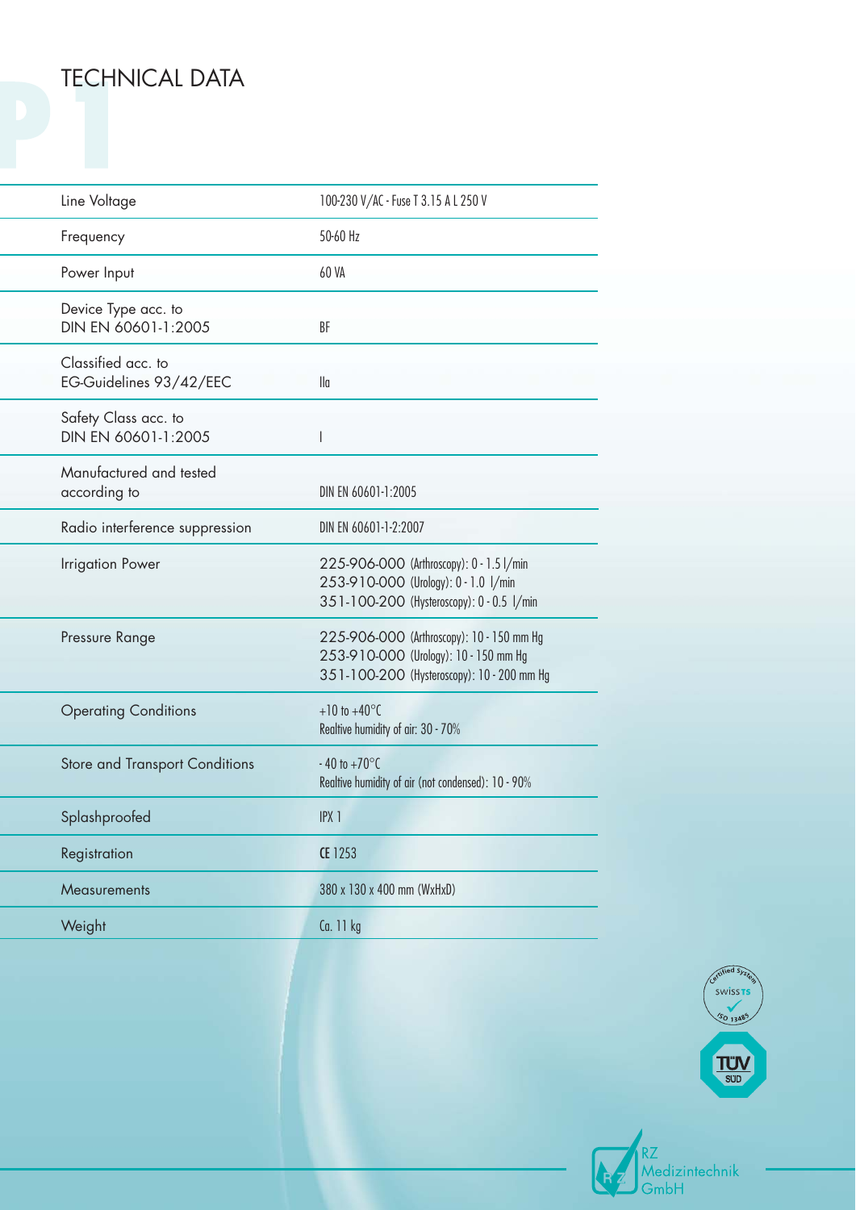# TECHNICAL DATA

| | |
|---|---|
| Line Voltage | 100-230 V/AC - Fuse T 3.15 A L 250 V |
| Frequency | 50-60 Hz |
| Power Input | 60 VA |
| Device Type acc. to DIN EN 60601-1:2005 | BF |
| Classified acc. to EG-Guidelines 93/42/EEC | IIa |
| Safety Class acc. to DIN EN 60601-1:2005 | I |
| Manufactured and tested according to | DIN EN 60601-1:2005 |
| Radio interference suppression | DIN EN 60601-1-2:2007 |
| Irrigation Power | 225-906-000 (Arthroscopy): 0 - 1.5 l/min<br>253-910-000 (Urology): 0 - 1.0 l/min<br>351-100-200 (Hysteroscopy): 0 - 0.5 l/min |
| Pressure Range | 225-906-000 (Arthroscopy): 10 - 150 mm Hg<br>253-910-000 (Urology): 10 - 150 mm Hg<br>351-100-200 (Hysteroscopy): 10 - 200 mm Hg |
| Operating Conditions | +10 to +40°C<br>Realtive humidity of air: 30 - 70% |
| Store and Transport Conditions | - 40 to +70°C<br>Realtive humidity of air (not condensed): 10 - 90% |
| Splashproofed | IPX 1 |
| Registration | CE 1253 |
| Measurements | 380 x 130 x 400 mm (WxHxD) |
| Weight | Ca. 11 kg |

Certified System swiss TS ISO 13485

TÜV SÜD

RZ Medizintechnik GmbH